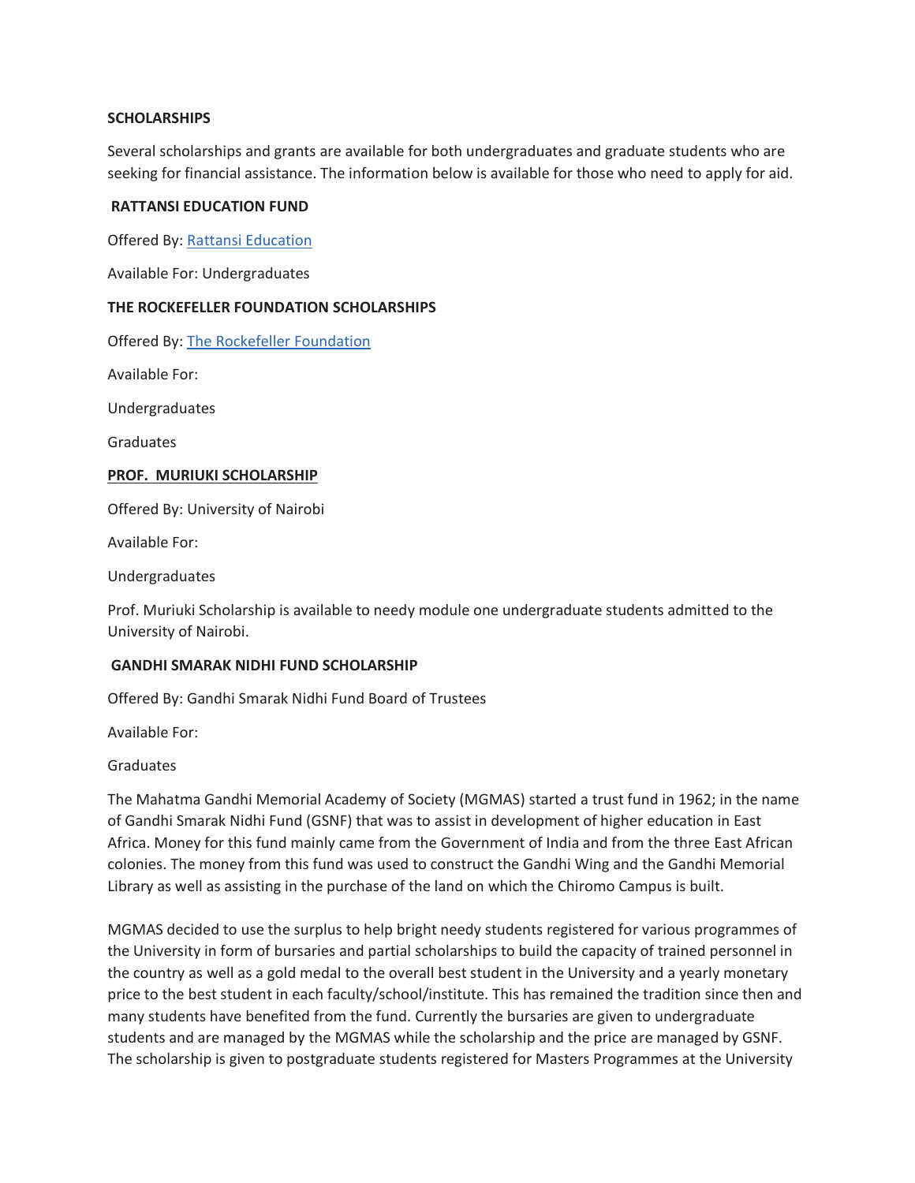## SCHOLARSHIPS

Several scholarships and grants are available for both undergraduates and graduate students who are seeking for financial assistance. The information below is available for those who need to apply for aid.

### RATTANSI EDUCATION FUND

Offered By: Rattansi Education

Available For: Undergraduates

### THE ROCKEFELLER FOUNDATION SCHOLARSHIPS

Offered By: The Rockefeller Foundation

Available For:

Undergraduates

Graduates

### PROF. MURIUKI SCHOLARSHIP

Offered By: University of Nairobi

Available For:

Undergraduates

Prof. Muriuki Scholarship is available to needy module one undergraduate students admitted to the University of Nairobi.

### GANDHI SMARAK NIDHI FUND SCHOLARSHIP

Offered By: Gandhi Smarak Nidhi Fund Board of Trustees

Available For:

Graduates

The Mahatma Gandhi Memorial Academy of Society (MGMAS) started a trust fund in 1962; in the name of Gandhi Smarak Nidhi Fund (GSNF) that was to assist in development of higher education in East Africa. Money for this fund mainly came from the Government of India and from the three East African colonies. The money from this fund was used to construct the Gandhi Wing and the Gandhi Memorial Library as well as assisting in the purchase of the land on which the Chiromo Campus is built.

MGMAS decided to use the surplus to help bright needy students registered for various programmes of the University in form of bursaries and partial scholarships to build the capacity of trained personnel in the country as well as a gold medal to the overall best student in the University and a yearly monetary price to the best student in each faculty/school/institute. This has remained the tradition since then and many students have benefited from the fund. Currently the bursaries are given to undergraduate students and are managed by the MGMAS while the scholarship and the price are managed by GSNF. The scholarship is given to postgraduate students registered for Masters Programmes at the University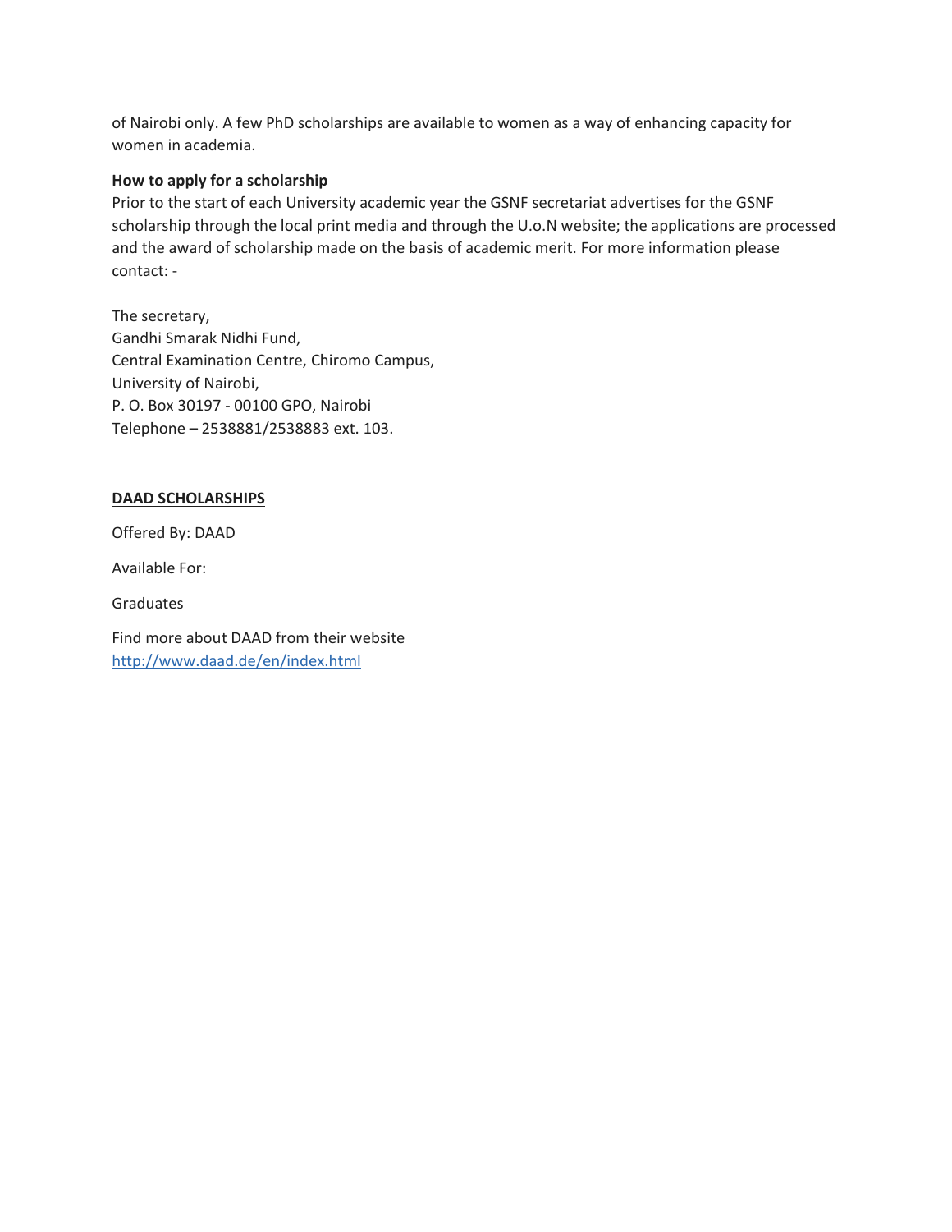of Nairobi only. A few PhD scholarships are available to women as a way of enhancing capacity for women in academia.

**How to apply for a scholarship**

Prior to the start of each University academic year the GSNF secretariat advertises for the GSNF scholarship through the local print media and through the U.o.N website; the applications are processed and the award of scholarship made on the basis of academic merit. For more information please contact: -

The secretary,
Gandhi Smarak Nidhi Fund,
Central Examination Centre, Chiromo Campus,
University of Nairobi,
P. O. Box 30197 - 00100 GPO, Nairobi
Telephone – 2538881/2538883 ext. 103.

## DAAD SCHOLARSHIPS

Offered By: DAAD

Available For:

Graduates

Find more about DAAD from their website
http://www.daad.de/en/index.html